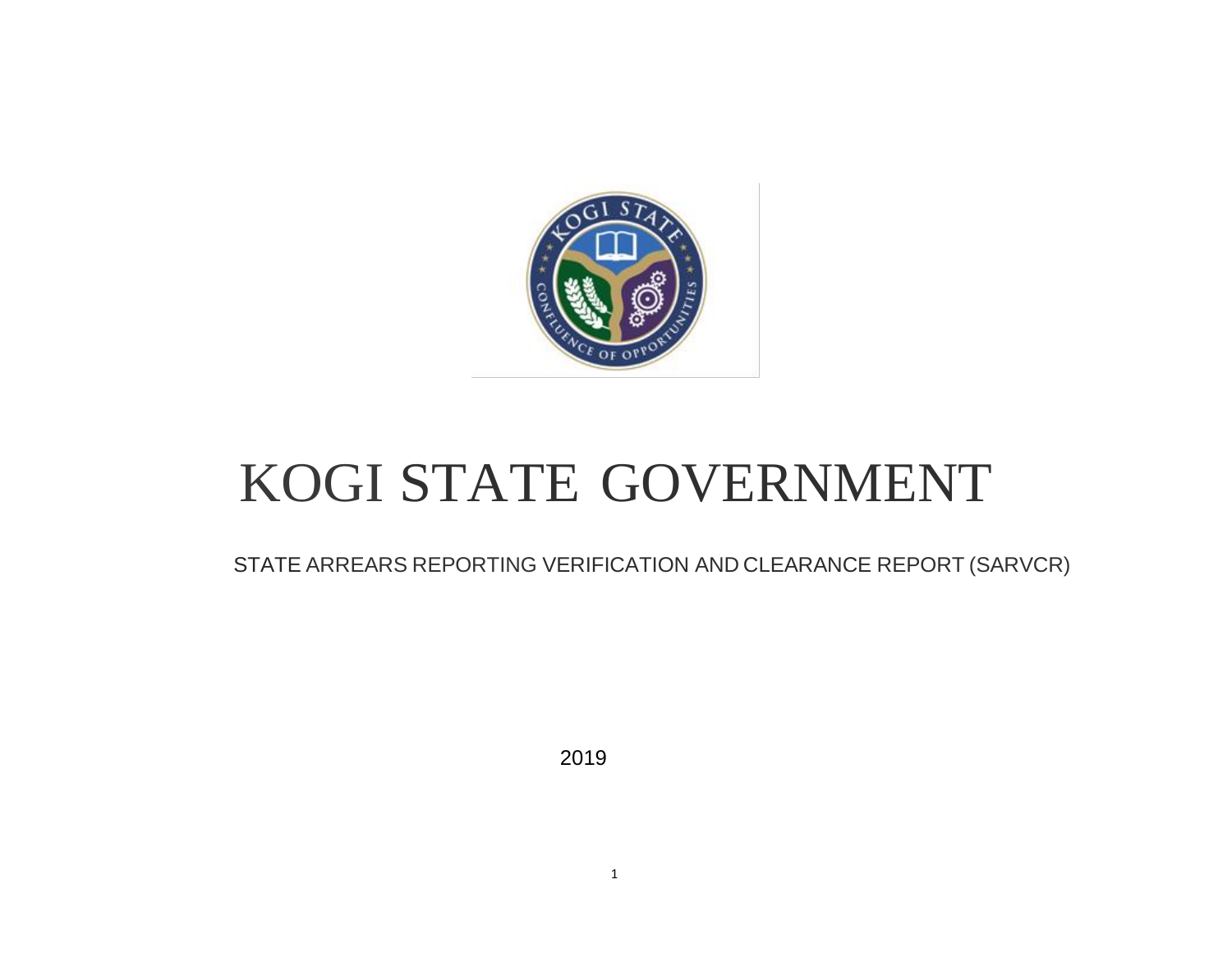# KOGI STATE GOVERNMENT

STATE ARREARS REPORTING VERIFICATION AND CLEARANCE REPORT (SARVCR)

2019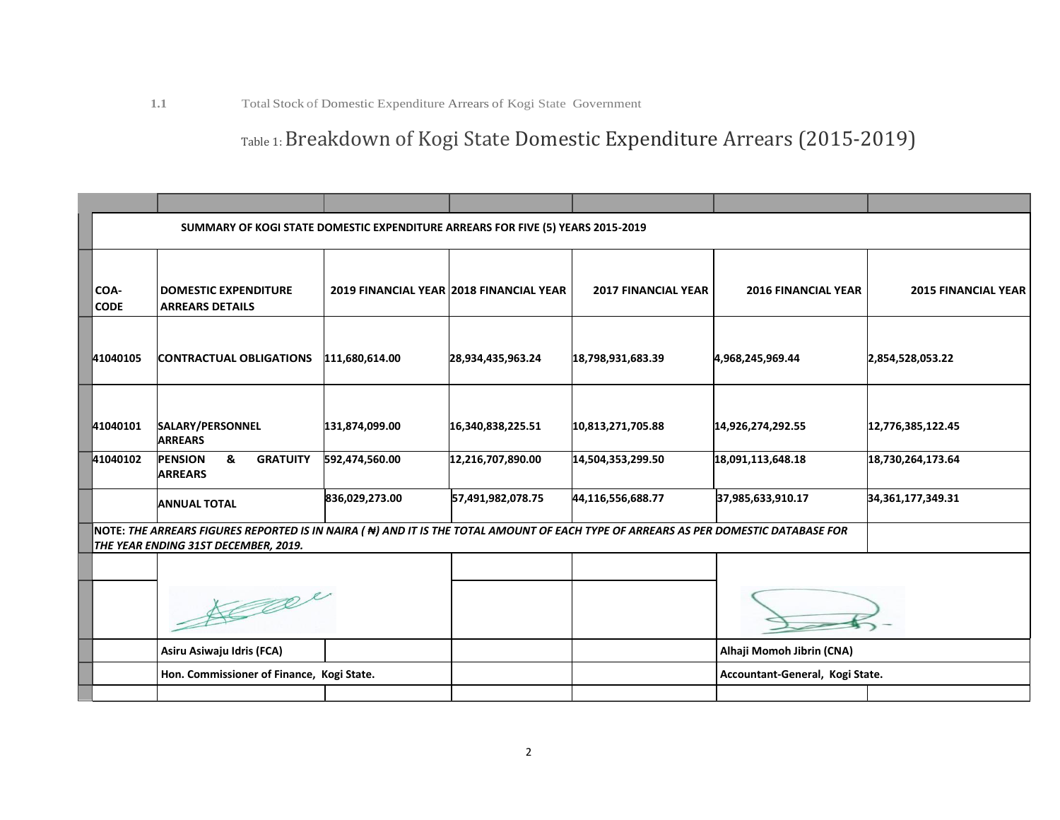1.1 Total Stock of Domestic Expenditure Arrears of Kogi State Government

Table 1: Breakdown of Kogi State Domestic Expenditure Arrears (2015-2019)

| SUMMARY OF KOGI STATE DOMESTIC EXPENDITURE ARREARS FOR FIVE (5) YEARS 2015-2019 | | | | | | |
|---|---|---|---|---|---|---|
| **COA-CODE** | **DOMESTIC EXPENDITURE ARREARS DETAILS** | **2019 FINANCIAL YEAR** | **2018 FINANCIAL YEAR** | **2017 FINANCIAL YEAR** | **2016 FINANCIAL YEAR** | **2015 FINANCIAL YEAR** |
| **41040105** | **CONTRACTUAL OBLIGATIONS** | **111,680,614.00** | **28,934,435,963.24** | **18,798,931,683.39** | **4,968,245,969.44** | **2,854,528,053.22** |
| **41040101** | **SALARY/PERSONNEL ARREARS** | **131,874,099.00** | **16,340,838,225.51** | **10,813,271,705.88** | **14,926,274,292.55** | **12,776,385,122.45** |
| **41040102** | **PENSION & GRATUITY ARREARS** | **592,474,560.00** | **12,216,707,890.00** | **14,504,353,299.50** | **18,091,113,648.18** | **18,730,264,173.64** |
| | **ANNUAL TOTAL** | **836,029,273.00** | **57,491,982,078.75** | **44,116,556,688.77** | **37,985,633,910.17** | **34,361,177,349.31** |

**NOTE:** ***THE ARREARS FIGURES REPORTED IS IN NAIRA (₦) AND IT IS THE TOTAL AMOUNT OF EACH TYPE OF ARREARS AS PER DOMESTIC DATABASE FOR THE YEAR ENDING 31ST DECEMBER, 2019.***

| | |
|---|---|
| **Asiru Asiwaju Idris (FCA)** | **Alhaji Momoh Jibrin (CNA)** |
| **Hon. Commissioner of Finance, Kogi State.** | **Accountant-General, Kogi State.** |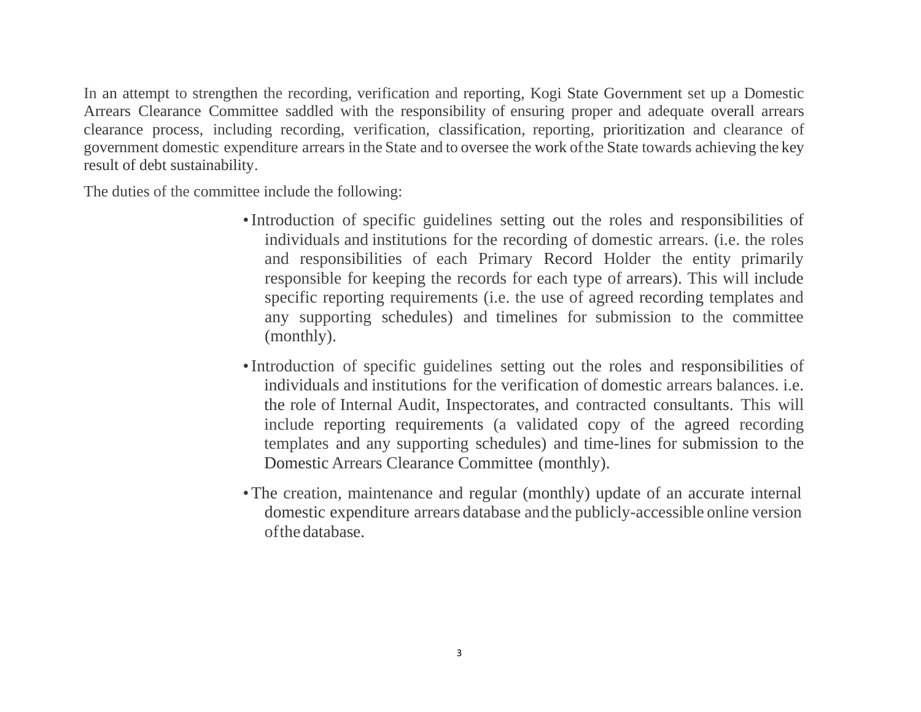In an attempt to strengthen the recording, verification and reporting, Kogi State Government set up a Domestic Arrears Clearance Committee saddled with the responsibility of ensuring proper and adequate overall arrears clearance process, including recording, verification, classification, reporting, prioritization and clearance of government domestic expenditure arrears in the State and to oversee the work of the State towards achieving the key result of debt sustainability.

The duties of the committee include the following:

- Introduction of specific guidelines setting out the roles and responsibilities of individuals and institutions for the recording of domestic arrears. (i.e. the roles and responsibilities of each Primary Record Holder the entity primarily responsible for keeping the records for each type of arrears). This will include specific reporting requirements (i.e. the use of agreed recording templates and any supporting schedules) and timelines for submission to the committee (monthly).

- Introduction of specific guidelines setting out the roles and responsibilities of individuals and institutions for the verification of domestic arrears balances. i.e. the role of Internal Audit, Inspectorates, and contracted consultants. This will include reporting requirements (a validated copy of the agreed recording templates and any supporting schedules) and time-lines for submission to the Domestic Arrears Clearance Committee (monthly).

- The creation, maintenance and regular (monthly) update of an accurate internal domestic expenditure arrears database and the publicly-accessible online version of the database.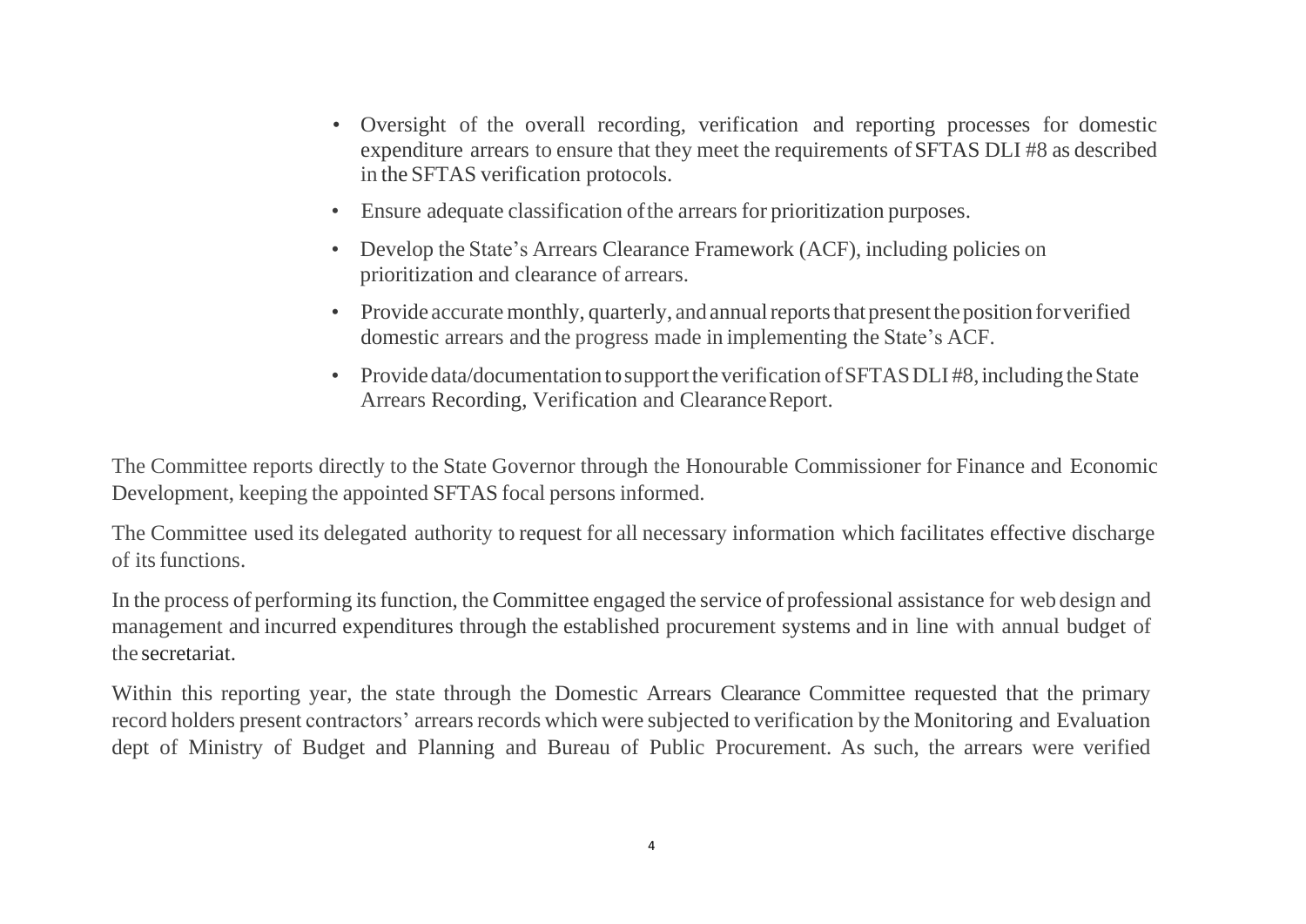- Oversight of the overall recording, verification and reporting processes for domestic expenditure arrears to ensure that they meet the requirements of SFTAS DLI #8 as described in the SFTAS verification protocols.
- Ensure adequate classification of the arrears for prioritization purposes.
- Develop the State's Arrears Clearance Framework (ACF), including policies on prioritization and clearance of arrears.
- Provide accurate monthly, quarterly, and annual reports that present the position for verified domestic arrears and the progress made in implementing the State's ACF.
- Provide data/documentation to support the verification of SFTAS DLI #8, including the State Arrears Recording, Verification and Clearance Report.

The Committee reports directly to the State Governor through the Honourable Commissioner for Finance and Economic Development, keeping the appointed SFTAS focal persons informed.

The Committee used its delegated authority to request for all necessary information which facilitates effective discharge of its functions.

In the process of performing its function, the Committee engaged the service of professional assistance for web design and management and incurred expenditures through the established procurement systems and in line with annual budget of the secretariat.

Within this reporting year, the state through the Domestic Arrears Clearance Committee requested that the primary record holders present contractors' arrears records which were subjected to verification by the Monitoring and Evaluation dept of Ministry of Budget and Planning and Bureau of Public Procurement. As such, the arrears were verified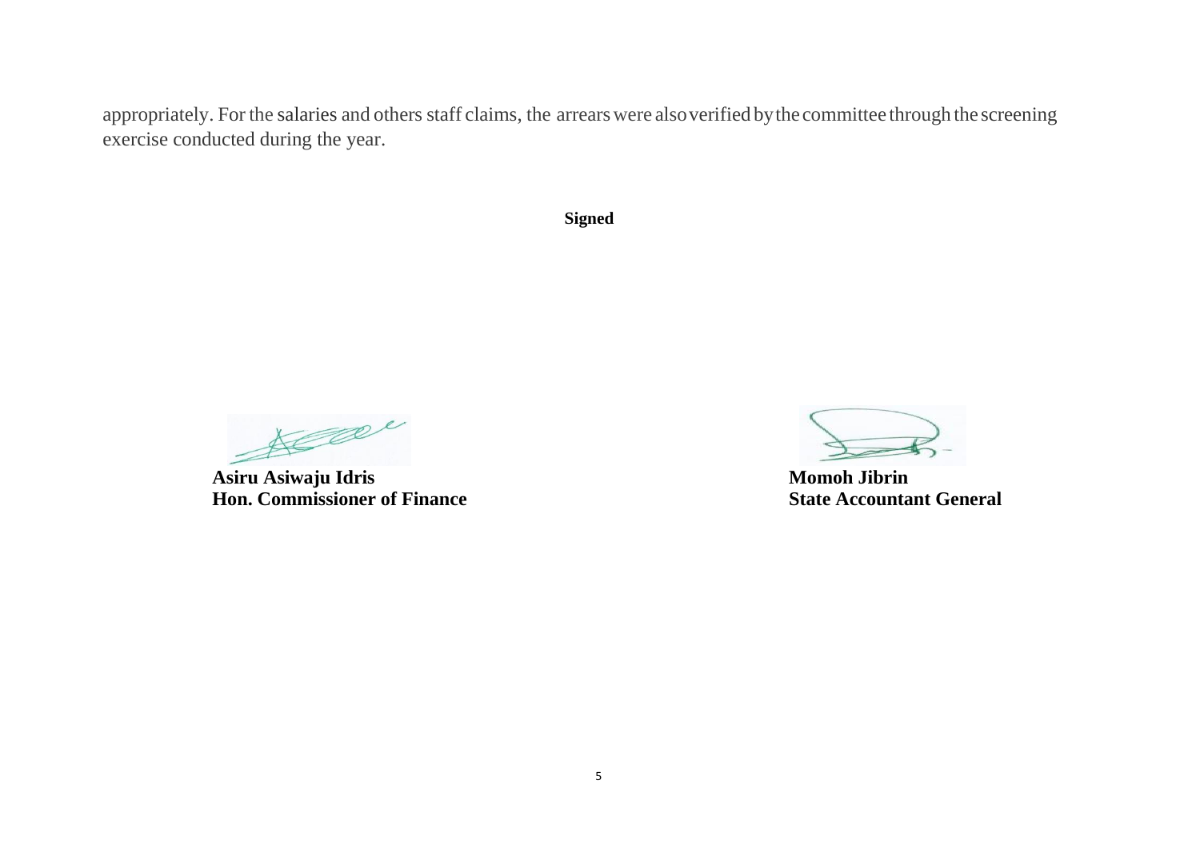appropriately. For the salaries and others staff claims, the arrears were also verified by the committee through the screening exercise conducted during the year.

**Signed**

| | |
|---|---|
| **Asiru Asiwaju Idris** | **Momoh Jibrin** |
| **Hon. Commissioner of Finance** | **State Accountant General** |